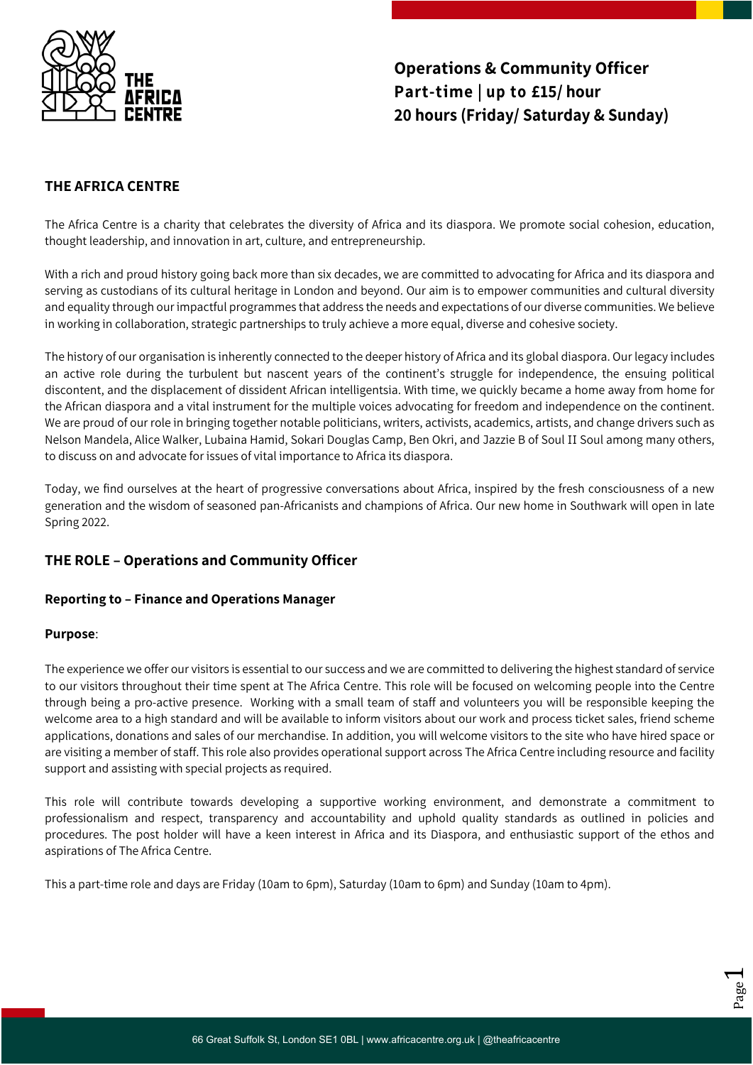**Operations & Community Officer**
**Part-time | up to £15/ hour**
**20 hours (Friday/ Saturday & Sunday)**

## THE AFRICA CENTRE

The Africa Centre is a charity that celebrates the diversity of Africa and its diaspora. We promote social cohesion, education, thought leadership, and innovation in art, culture, and entrepreneurship.

With a rich and proud history going back more than six decades, we are committed to advocating for Africa and its diaspora and serving as custodians of its cultural heritage in London and beyond. Our aim is to empower communities and cultural diversity and equality through our impactful programmes that address the needs and expectations of our diverse communities. We believe in working in collaboration, strategic partnerships to truly achieve a more equal, diverse and cohesive society.

The history of our organisation is inherently connected to the deeper history of Africa and its global diaspora. Our legacy includes an active role during the turbulent but nascent years of the continent's struggle for independence, the ensuing political discontent, and the displacement of dissident African intelligentsia. With time, we quickly became a home away from home for the African diaspora and a vital instrument for the multiple voices advocating for freedom and independence on the continent. We are proud of our role in bringing together notable politicians, writers, activists, academics, artists, and change drivers such as Nelson Mandela, Alice Walker, Lubaina Hamid, Sokari Douglas Camp, Ben Okri, and Jazzie B of Soul II Soul among many others, to discuss on and advocate for issues of vital importance to Africa its diaspora.

Today, we find ourselves at the heart of progressive conversations about Africa, inspired by the fresh consciousness of a new generation and the wisdom of seasoned pan-Africanists and champions of Africa. Our new home in Southwark will open in late Spring 2022.

## THE ROLE – Operations and Community Officer

**Reporting to – Finance and Operations Manager**

**Purpose**:

The experience we offer our visitors is essential to our success and we are committed to delivering the highest standard of service to our visitors throughout their time spent at The Africa Centre. This role will be focused on welcoming people into the Centre through being a pro-active presence. Working with a small team of staff and volunteers you will be responsible keeping the welcome area to a high standard and will be available to inform visitors about our work and process ticket sales, friend scheme applications, donations and sales of our merchandise. In addition, you will welcome visitors to the site who have hired space or are visiting a member of staff. This role also provides operational support across The Africa Centre including resource and facility support and assisting with special projects as required.

This role will contribute towards developing a supportive working environment, and demonstrate a commitment to professionalism and respect, transparency and accountability and uphold quality standards as outlined in policies and procedures. The post holder will have a keen interest in Africa and its Diaspora, and enthusiastic support of the ethos and aspirations of The Africa Centre.

This a part-time role and days are Friday (10am to 6pm), Saturday (10am to 6pm) and Sunday (10am to 4pm).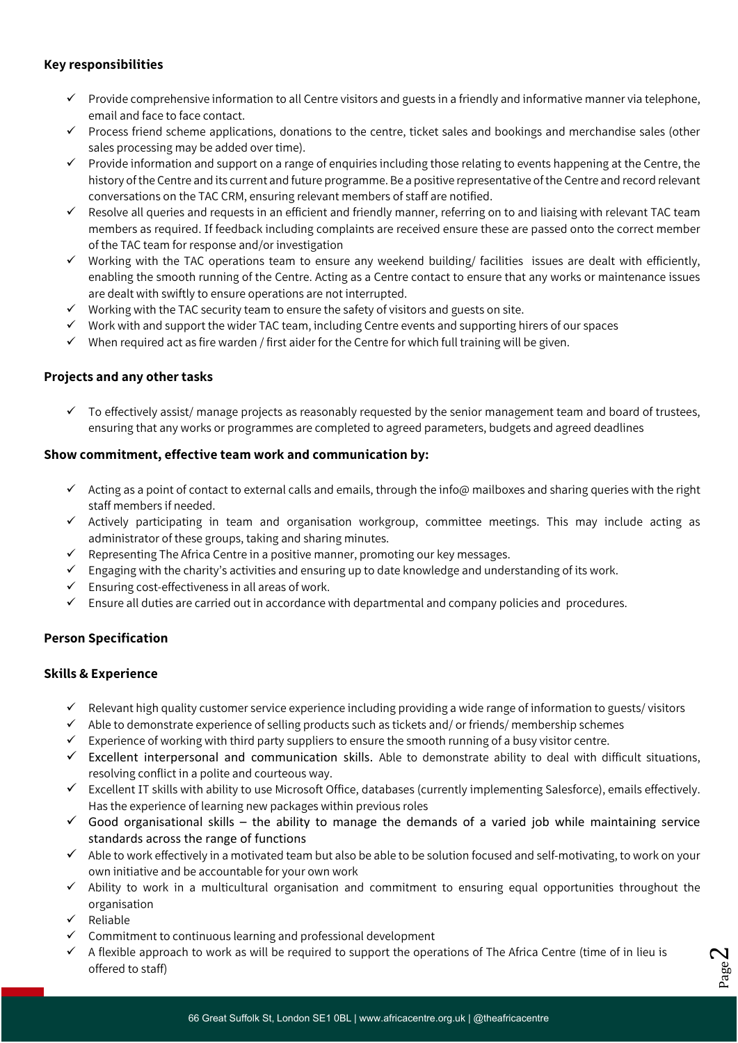**Key responsibilities**

- ✓ Provide comprehensive information to all Centre visitors and guests in a friendly and informative manner via telephone, email and face to face contact.
- ✓ Process friend scheme applications, donations to the centre, ticket sales and bookings and merchandise sales (other sales processing may be added over time).
- ✓ Provide information and support on a range of enquiries including those relating to events happening at the Centre, the history of the Centre and its current and future programme. Be a positive representative of the Centre and record relevant conversations on the TAC CRM, ensuring relevant members of staff are notified.
- ✓ Resolve all queries and requests in an efficient and friendly manner, referring on to and liaising with relevant TAC team members as required. If feedback including complaints are received ensure these are passed onto the correct member of the TAC team for response and/or investigation
- ✓ Working with the TAC operations team to ensure any weekend building/ facilities issues are dealt with efficiently, enabling the smooth running of the Centre. Acting as a Centre contact to ensure that any works or maintenance issues are dealt with swiftly to ensure operations are not interrupted.
- ✓ Working with the TAC security team to ensure the safety of visitors and guests on site.
- ✓ Work with and support the wider TAC team, including Centre events and supporting hirers of our spaces
- ✓ When required act as fire warden / first aider for the Centre for which full training will be given.

**Projects and any other tasks**

- ✓ To effectively assist/ manage projects as reasonably requested by the senior management team and board of trustees, ensuring that any works or programmes are completed to agreed parameters, budgets and agreed deadlines

**Show commitment, effective team work and communication by:**

- ✓ Acting as a point of contact to external calls and emails, through the info@ mailboxes and sharing queries with the right staff members if needed.
- ✓ Actively participating in team and organisation workgroup, committee meetings. This may include acting as administrator of these groups, taking and sharing minutes.
- ✓ Representing The Africa Centre in a positive manner, promoting our key messages.
- ✓ Engaging with the charity's activities and ensuring up to date knowledge and understanding of its work.
- ✓ Ensuring cost-effectiveness in all areas of work.
- ✓ Ensure all duties are carried out in accordance with departmental and company policies and procedures.

**Person Specification**

**Skills & Experience**

- ✓ Relevant high quality customer service experience including providing a wide range of information to guests/ visitors
- ✓ Able to demonstrate experience of selling products such as tickets and/ or friends/ membership schemes
- ✓ Experience of working with third party suppliers to ensure the smooth running of a busy visitor centre.
- ✓ Excellent interpersonal and communication skills. Able to demonstrate ability to deal with difficult situations, resolving conflict in a polite and courteous way.
- ✓ Excellent IT skills with ability to use Microsoft Office, databases (currently implementing Salesforce), emails effectively. Has the experience of learning new packages within previous roles
- ✓ Good organisational skills – the ability to manage the demands of a varied job while maintaining service standards across the range of functions
- ✓ Able to work effectively in a motivated team but also be able to be solution focused and self-motivating, to work on your own initiative and be accountable for your own work
- ✓ Ability to work in a multicultural organisation and commitment to ensuring equal opportunities throughout the organisation
- ✓ Reliable
- ✓ Commitment to continuous learning and professional development
- ✓ A flexible approach to work as will be required to support the operations of The Africa Centre (time of in lieu is offered to staff)